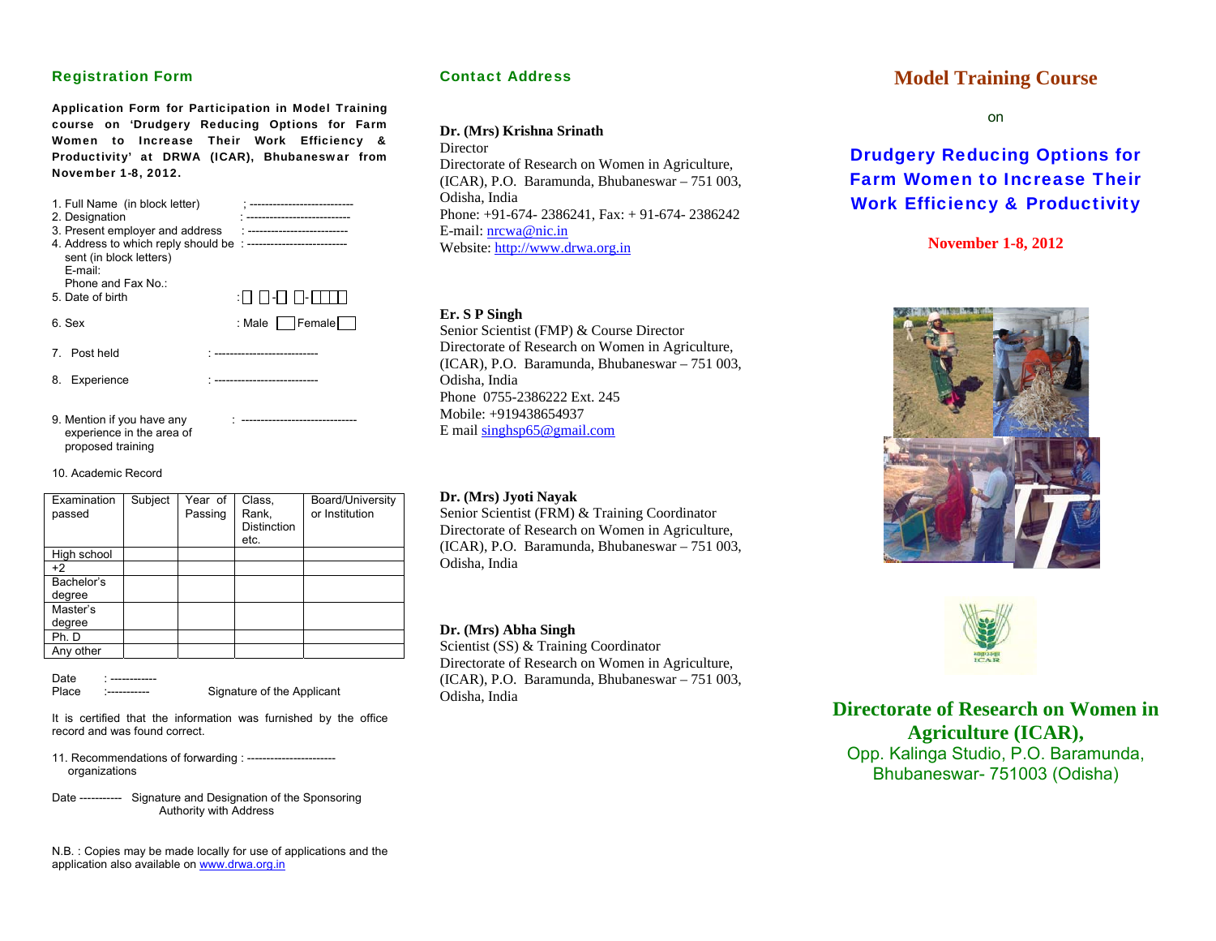## Registration Form

**Application Form for Participation in Model Training course on 'Drudgery Reducing Options for Farm Women to Increase Their Work Efficiency & Productivity' at DRWA (ICAR), Bhubaneswar from November 1-8, 2012.**

1. Full Name (in block letter) ; ---------------------------
2. Designation : ---------------------------
3. Present employer and address : --------------------------
4. Address to which reply should be sent (in block letters) : --------------------------
   E-mail:
   Phone and Fax No.:
5. Date of birth : ☐ ☐-☐ ☐-☐☐☐
6. Sex : Male ☐ Female ☐
7. Post held : ---------------------------
8. Experience : ---------------------------
9. Mention if you have any experience in the area of proposed training : ------------------------------
10. Academic Record

| Examination passed | Subject | Year of Passing | Class, Rank, Distinction etc. | Board/University or Institution |
|---|---|---|---|---|
| High school | | | | |
| +2 | | | | |
| Bachelor's degree | | | | |
| Master's degree | | | | |
| Ph. D | | | | |
| Any other | | | | |

Date : ------------
Place :----------- Signature of the Applicant

It is certified that the information was furnished by the office record and was found correct.

11. Recommendations of forwarding organizations : -----------------------

Date ----------- Signature and Designation of the Sponsoring Authority with Address

N.B. : Copies may be made locally for use of applications and the application also available on www.drwa.org.in

## Contact Address

**Dr. (Mrs) Krishna Srinath**
Director
Directorate of Research on Women in Agriculture, (ICAR), P.O. Baramunda, Bhubaneswar – 751 003, Odisha, India
Phone: +91-674- 2386241, Fax: + 91-674- 2386242
E-mail: nrcwa@nic.in
Website: http://www.drwa.org.in

**Er. S P Singh**
Senior Scientist (FMP) & Course Director
Directorate of Research on Women in Agriculture, (ICAR), P.O. Baramunda, Bhubaneswar – 751 003, Odisha, India
Phone 0755-2386222 Ext. 245
Mobile: +919438654937
E mail singhsp65@gmail.com

**Dr. (Mrs) Jyoti Nayak**
Senior Scientist (FRM) & Training Coordinator
Directorate of Research on Women in Agriculture, (ICAR), P.O. Baramunda, Bhubaneswar – 751 003, Odisha, India

**Dr. (Mrs) Abha Singh**
Scientist (SS) & Training Coordinator
Directorate of Research on Women in Agriculture, (ICAR), P.O. Baramunda, Bhubaneswar – 751 003, Odisha, India

# Model Training Course

on

## Drudgery Reducing Options for Farm Women to Increase Their Work Efficiency & Productivity

**November 1-8, 2012**

**Directorate of Research on Women in Agriculture (ICAR),**
Opp. Kalinga Studio, P.O. Baramunda, Bhubaneswar- 751003 (Odisha)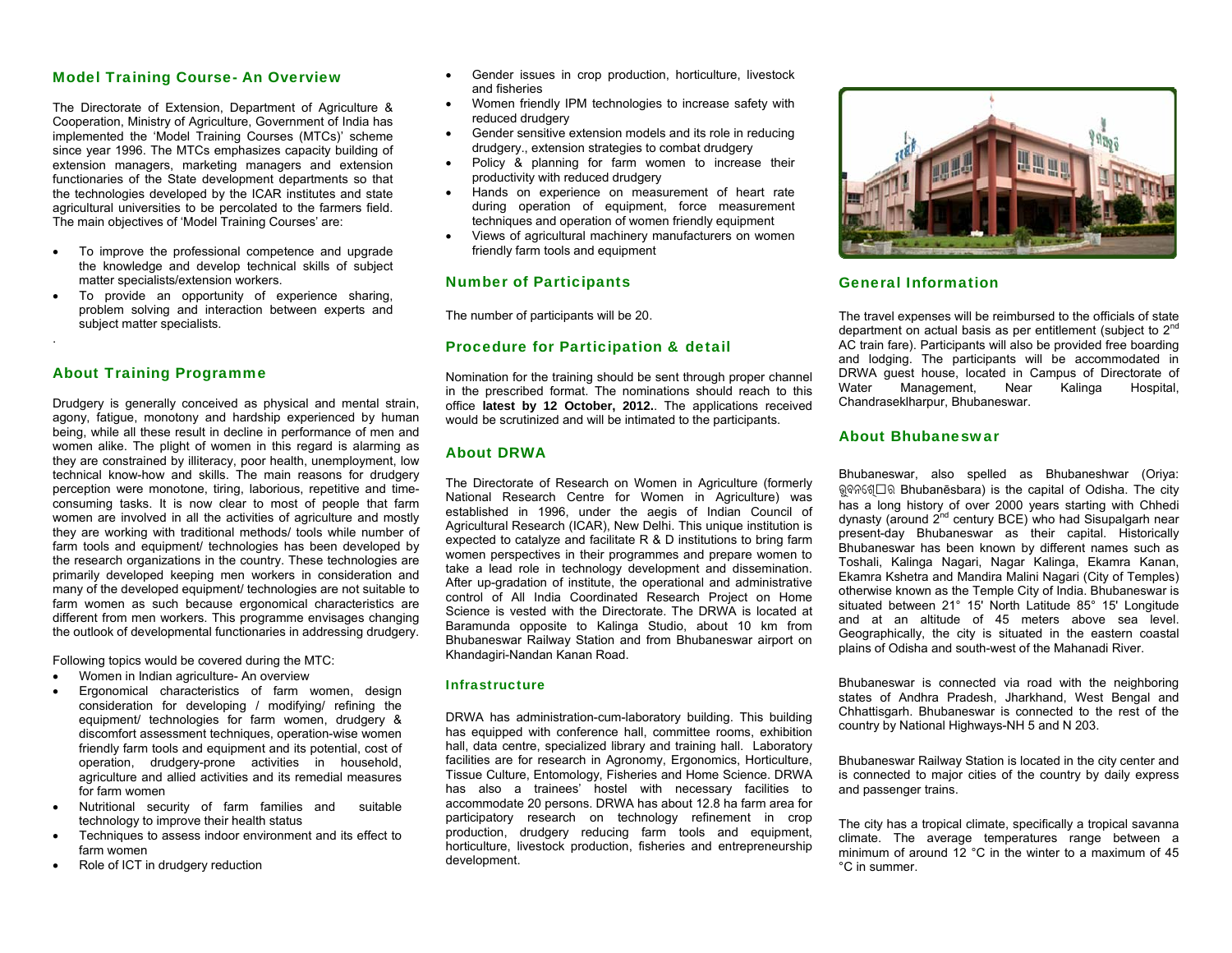## Model Training Course- An Overview

The Directorate of Extension, Department of Agriculture & Cooperation, Ministry of Agriculture, Government of India has implemented the 'Model Training Courses (MTCs)' scheme since year 1996. The MTCs emphasizes capacity building of extension managers, marketing managers and extension functionaries of the State development departments so that the technologies developed by the ICAR institutes and state agricultural universities to be percolated to the farmers field. The main objectives of 'Model Training Courses' are:

- To improve the professional competence and upgrade the knowledge and develop technical skills of subject matter specialists/extension workers.
- To provide an opportunity of experience sharing, problem solving and interaction between experts and subject matter specialists.

.

## About Training Programme

Drudgery is generally conceived as physical and mental strain, agony, fatigue, monotony and hardship experienced by human being, while all these result in decline in performance of men and women alike. The plight of women in this regard is alarming as they are constrained by illiteracy, poor health, unemployment, low technical know-how and skills. The main reasons for drudgery perception were monotone, tiring, laborious, repetitive and time-consuming tasks. It is now clear to most of people that farm women are involved in all the activities of agriculture and mostly they are working with traditional methods/ tools while number of farm tools and equipment/ technologies has been developed by the research organizations in the country. These technologies are primarily developed keeping men workers in consideration and many of the developed equipment/ technologies are not suitable to farm women as such because ergonomical characteristics are different from men workers. This programme envisages changing the outlook of developmental functionaries in addressing drudgery.

Following topics would be covered during the MTC:

- Women in Indian agriculture- An overview
- Ergonomical characteristics of farm women, design consideration for developing / modifying/ refining the equipment/ technologies for farm women, drudgery & discomfort assessment techniques, operation-wise women friendly farm tools and equipment and its potential, cost of operation, drudgery-prone activities in household, agriculture and allied activities and its remedial measures for farm women
- Nutritional security of farm families and suitable technology to improve their health status
- Techniques to assess indoor environment and its effect to farm women
- Role of ICT in drudgery reduction
- Gender issues in crop production, horticulture, livestock and fisheries
- Women friendly IPM technologies to increase safety with reduced drudgery
- Gender sensitive extension models and its role in reducing drudgery., extension strategies to combat drudgery
- Policy & planning for farm women to increase their productivity with reduced drudgery
- Hands on experience on measurement of heart rate during operation of equipment, force measurement techniques and operation of women friendly equipment
- Views of agricultural machinery manufacturers on women friendly farm tools and equipment

## Number of Participants

The number of participants will be 20.

## Procedure for Participation & detail

Nomination for the training should be sent through proper channel in the prescribed format. The nominations should reach to this office **latest by 12 October, 2012.**. The applications received would be scrutinized and will be intimated to the participants.

## About DRWA

The Directorate of Research on Women in Agriculture (formerly National Research Centre for Women in Agriculture) was established in 1996, under the aegis of Indian Council of Agricultural Research (ICAR), New Delhi. This unique institution is expected to catalyze and facilitate R & D institutions to bring farm women perspectives in their programmes and prepare women to take a lead role in technology development and dissemination. After up-gradation of institute, the operational and administrative control of All India Coordinated Research Project on Home Science is vested with the Directorate. The DRWA is located at Baramunda opposite to Kalinga Studio, about 10 km from Bhubaneswar Railway Station and from Bhubaneswar airport on Khandagiri-Nandan Kanan Road.

### Infrastructure

DRWA has administration-cum-laboratory building. This building has equipped with conference hall, committee rooms, exhibition hall, data centre, specialized library and training hall. Laboratory facilities are for research in Agronomy, Ergonomics, Horticulture, Tissue Culture, Entomology, Fisheries and Home Science. DRWA has also a trainees' hostel with necessary facilities to accommodate 20 persons. DRWA has about 12.8 ha farm area for participatory research on technology refinement in crop production, drudgery reducing farm tools and equipment, horticulture, livestock production, fisheries and entrepreneurship development.

## General Information

The travel expenses will be reimbursed to the officials of state department on actual basis as per entitlement (subject to 2nd AC train fare). Participants will also be provided free boarding and lodging. The participants will be accommodated in DRWA guest house, located in Campus of Directorate of Water Management, Near Kalinga Hospital, Chandraseklharpur, Bhubaneswar.

## About Bhubaneswar

Bhubaneswar, also spelled as Bhubaneshwar (Oriya: ଭୁବନେଶ୍ୱର Bhubanēsbara) is the capital of Odisha. The city has a long history of over 2000 years starting with Chhedi dynasty (around 2nd century BCE) who had Sisupalgarh near present-day Bhubaneswar as their capital. Historically Bhubaneswar has been known by different names such as Toshali, Kalinga Nagari, Nagar Kalinga, Ekamra Kanan, Ekamra Kshetra and Mandira Malini Nagari (City of Temples) otherwise known as the Temple City of India. Bhubaneswar is situated between 21° 15' North Latitude 85° 15' Longitude and at an altitude of 45 meters above sea level. Geographically, the city is situated in the eastern coastal plains of Odisha and south-west of the Mahanadi River.

Bhubaneswar is connected via road with the neighboring states of Andhra Pradesh, Jharkhand, West Bengal and Chhattisgarh. Bhubaneswar is connected to the rest of the country by National Highways-NH 5 and N 203.

Bhubaneswar Railway Station is located in the city center and is connected to major cities of the country by daily express and passenger trains.

The city has a tropical climate, specifically a tropical savanna climate. The average temperatures range between a minimum of around 12 °C in the winter to a maximum of 45 °C in summer.